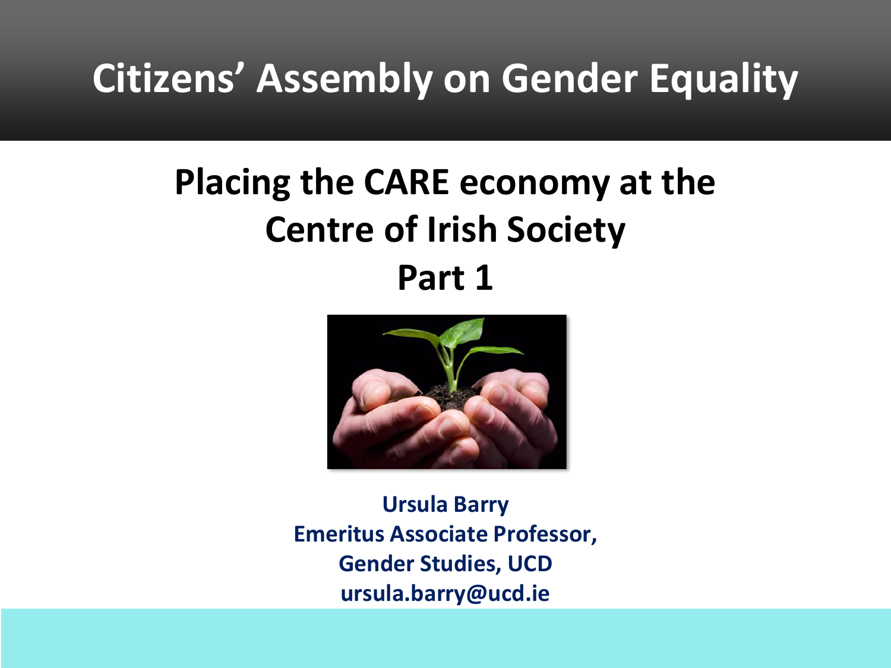# Citizens' Assembly on Gender Equality

## Placing the CARE economy at the Centre of Irish Society

## Part 1

**Ursula Barry**
**Emeritus Associate Professor,**
**Gender Studies, UCD**
**ursula.barry@ucd.ie**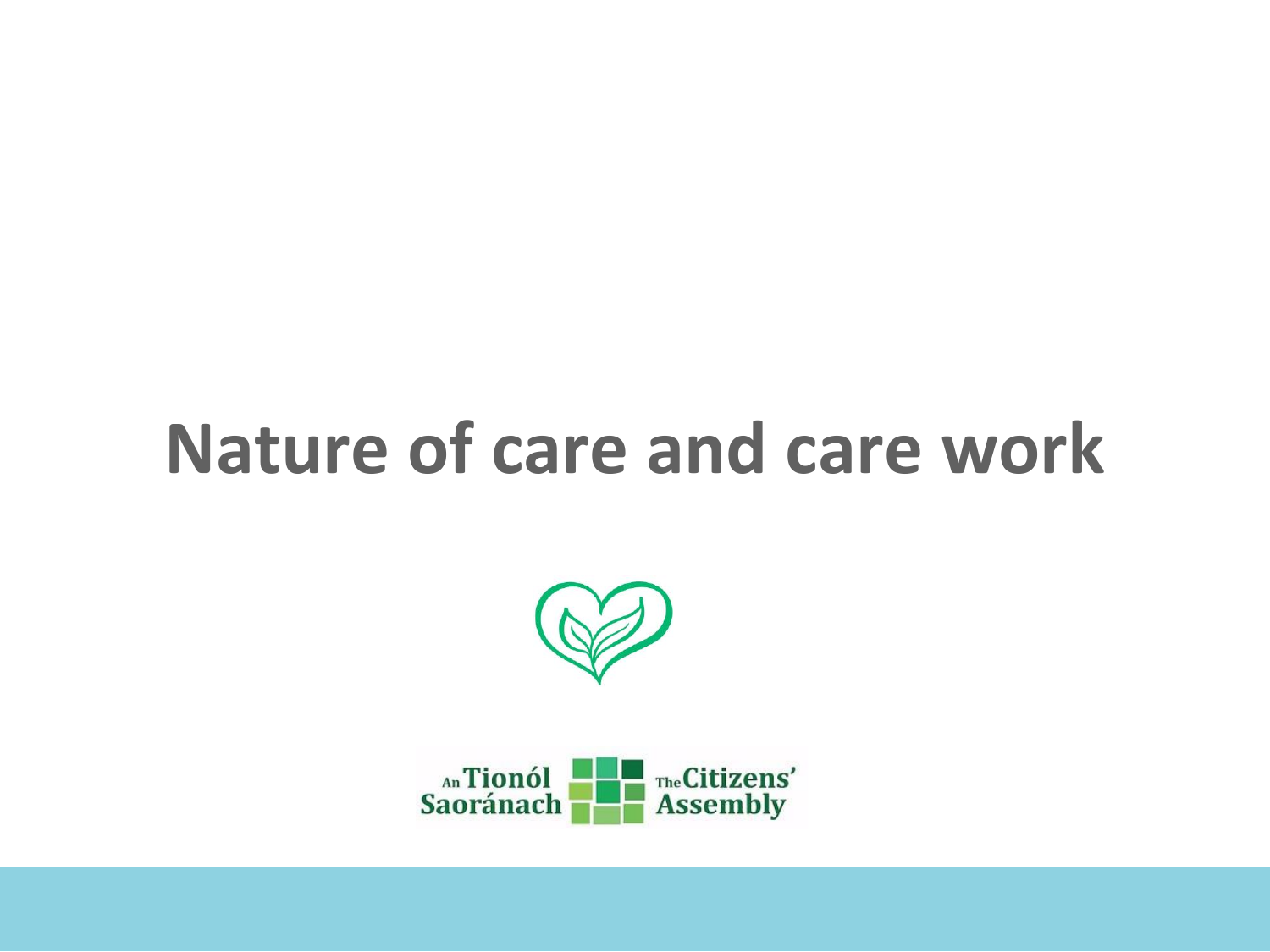# Nature of care and care work

An Tionól Saoránach — The Citizens' Assembly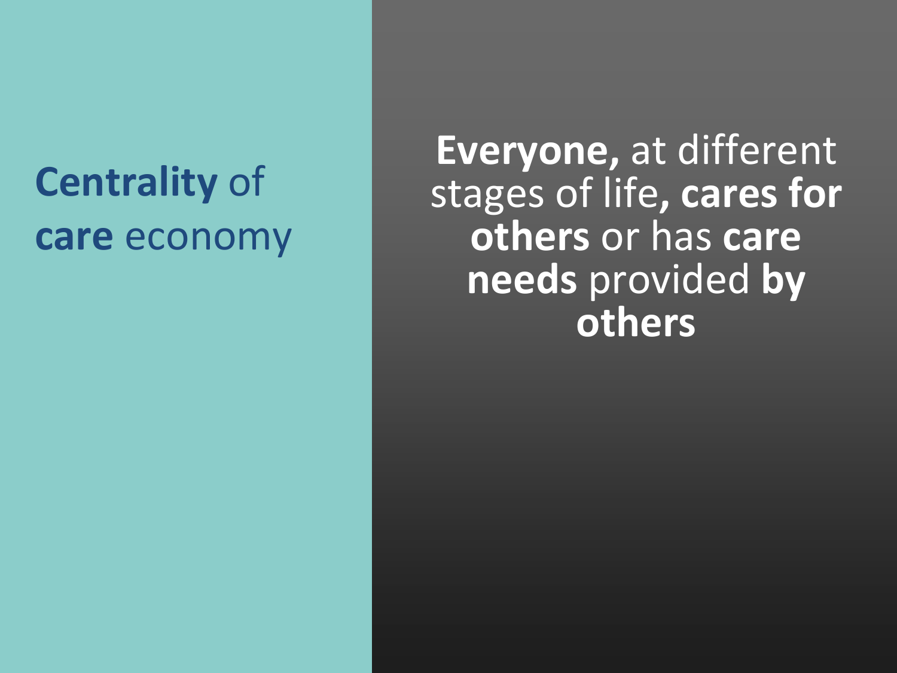# **Centrality** of **care** economy

**Everyone,** at different stages of life**, cares for others** or has **care needs** provided **by others**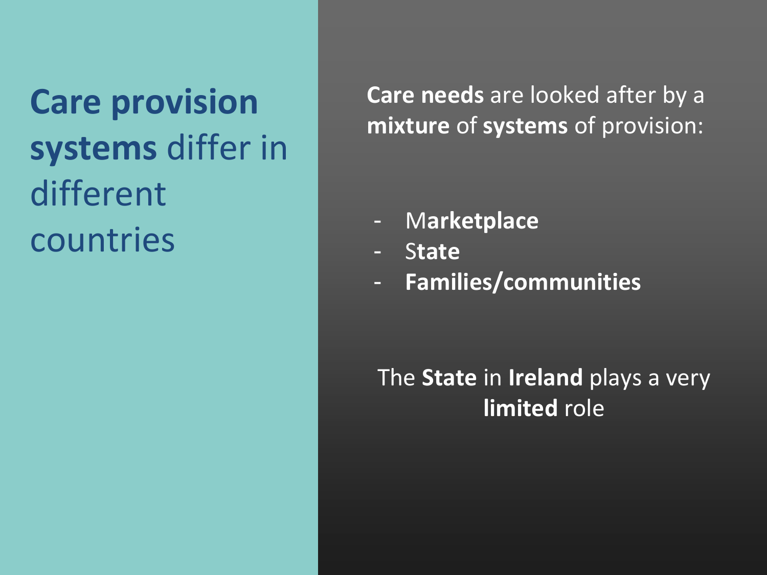# **Care provision systems** differ in different countries

**Care needs** are looked after by a **mixture** of **systems** of provision:

- M**arketplace**
- S**tate**
- **Families/communities**

The **State** in **Ireland** plays a very **limited** role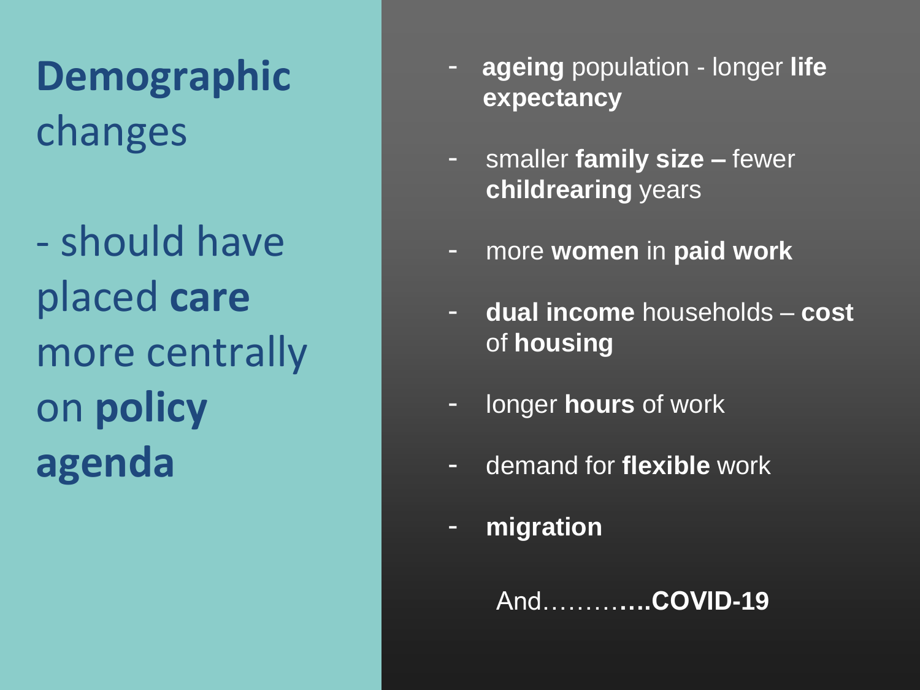# **Demographic** changes

## - should have placed **care** more centrally on **policy agenda**

- **ageing** population - longer **life expectancy**
- smaller **family size –** fewer **childrearing** years
- more **women** in **paid work**
- **dual income** households – **cost** of **housing**
- longer **hours** of work
- demand for **flexible** work
- **migration**

And……….**….COVID-19**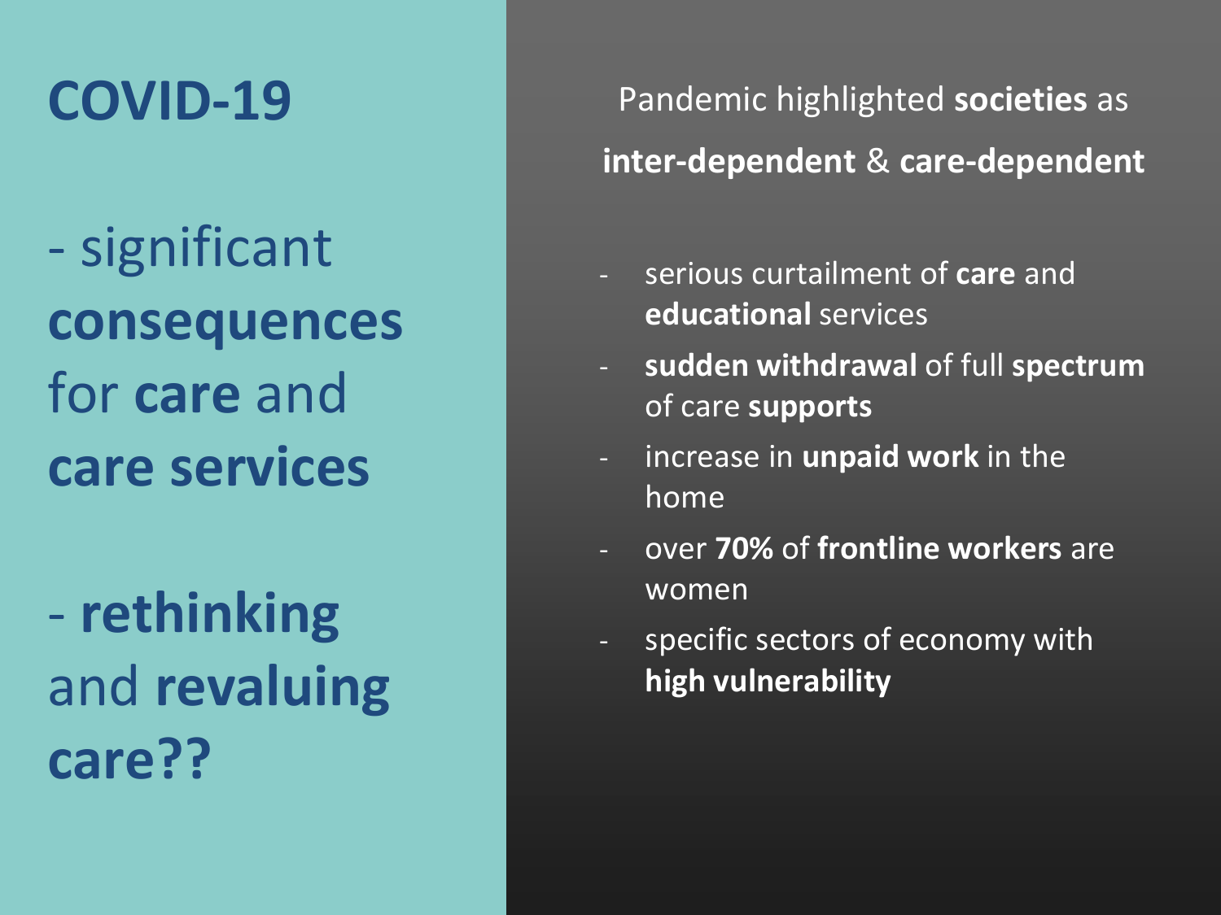# COVID-19

- significant **consequences** for **care** and **care services**

- **rethinking** and **revaluing care??**

Pandemic highlighted **societies** as **inter-dependent** & **care-dependent**

- serious curtailment of **care** and **educational** services
- **sudden withdrawal** of full **spectrum** of care **supports**
- increase in **unpaid work** in the home
- over **70%** of **frontline workers** are women
- specific sectors of economy with **high vulnerability**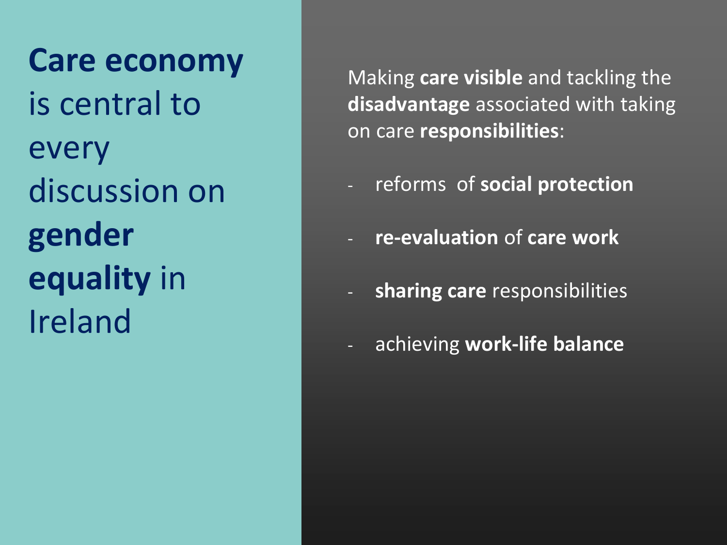# **Care economy** is central to every discussion on **gender equality** in Ireland

Making **care visible** and tackling the **disadvantage** associated with taking on care **responsibilities**:

- reforms of **social protection**
- **re-evaluation** of **care work**
- **sharing care** responsibilities
- achieving **work-life balance**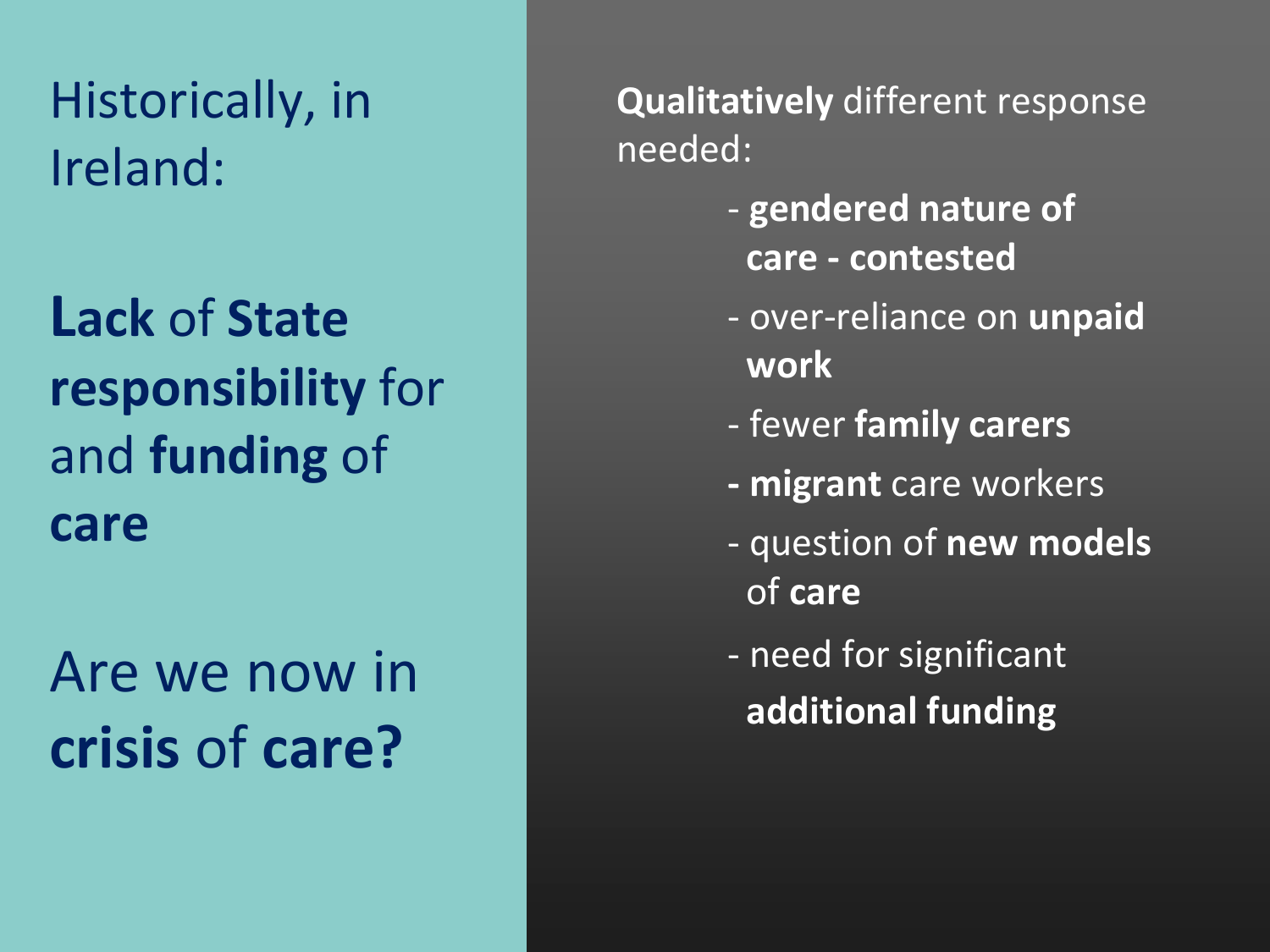Historically, in Ireland:

**Lack** of **State responsibility** for and **funding** of **care**

Are we now in **crisis** of **care?**

**Qualitatively** different response needed:

- **gendered nature of care - contested**
- over-reliance on **unpaid work**
- fewer **family carers**
- **migrant** care workers
- question of **new models** of **care**
- need for significant **additional funding**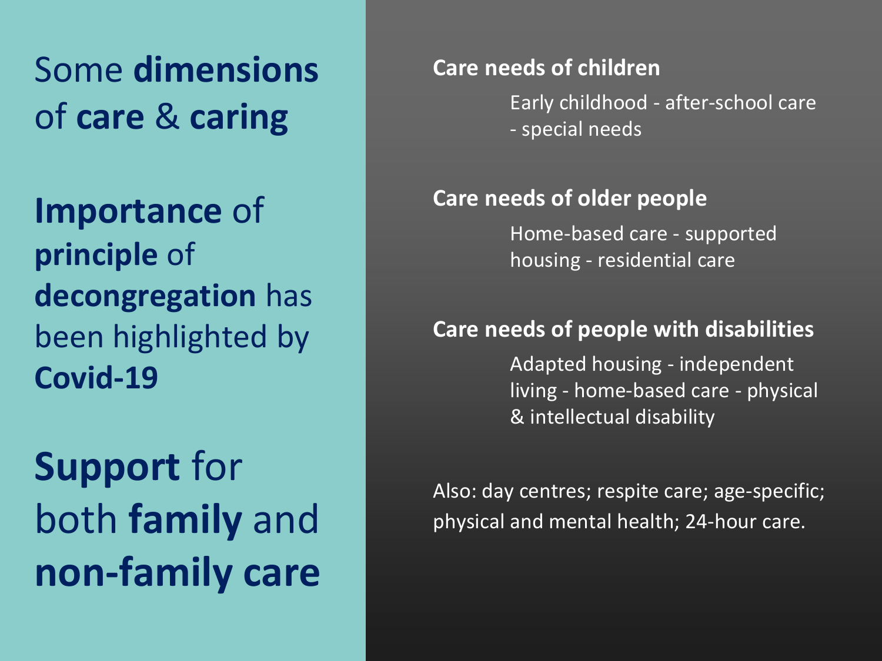Some **dimensions** of **care** & **caring**

**Importance** of **principle** of **decongregation** has been highlighted by **Covid-19**

**Support** for both **family** and **non-family care**

**Care needs of children**

Early childhood - after-school care - special needs

**Care needs of older people**

Home-based care - supported housing - residential care

**Care needs of people with disabilities**

Adapted housing - independent living - home-based care - physical & intellectual disability

Also: day centres; respite care; age-specific; physical and mental health; 24-hour care.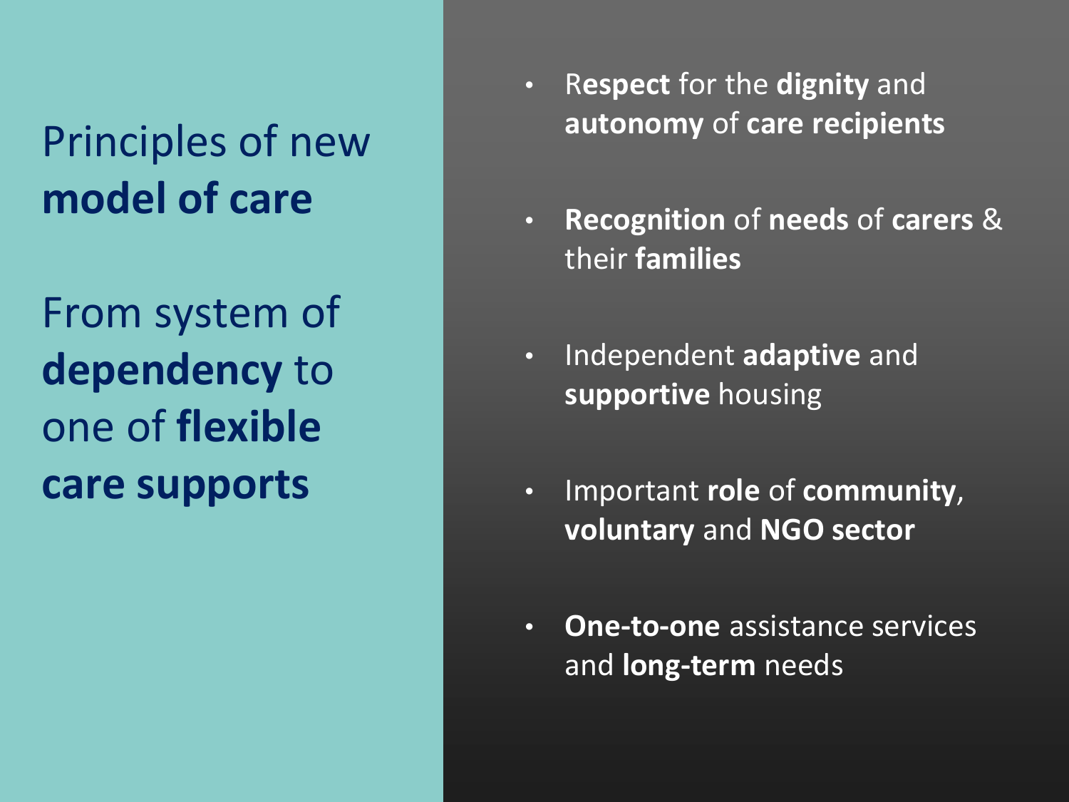# Principles of new **model of care**

## From system of **dependency** to one of **flexible care supports**

- Respect for the **dignity** and **autonomy** of **care recipients**
- **Recognition** of **needs** of **carers** & their **families**
- Independent **adaptive** and **supportive** housing
- Important **role** of **community**, **voluntary** and **NGO sector**
- **One-to-one** assistance services and **long-term** needs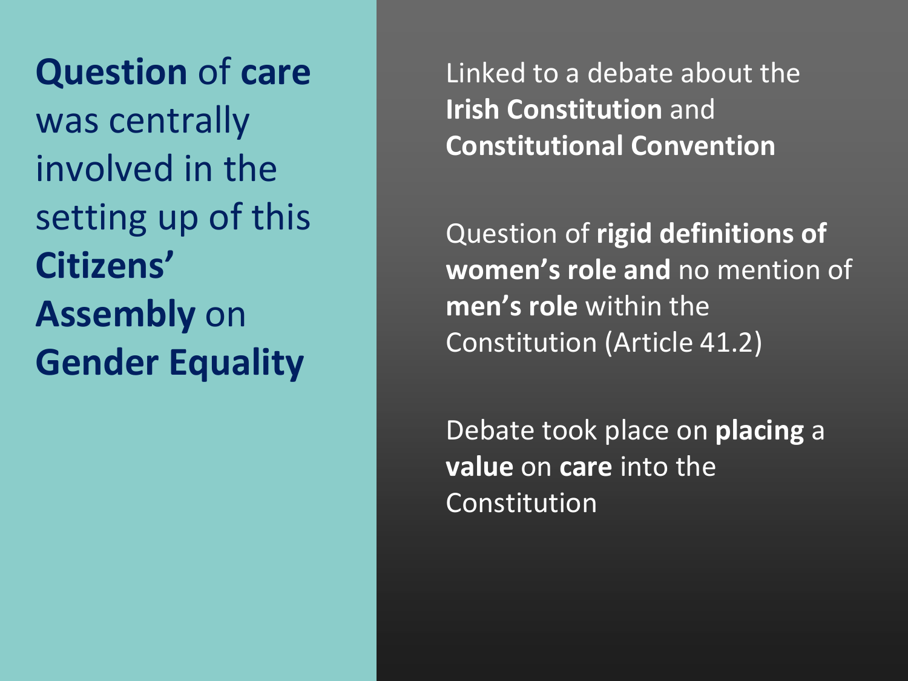**Question** of **care** was centrally involved in the setting up of this **Citizens' Assembly** on **Gender Equality**

Linked to a debate about the **Irish Constitution** and **Constitutional Convention**

Question of **rigid definitions of women's role and** no mention of **men's role** within the Constitution (Article 41.2)

Debate took place on **placing** a **value** on **care** into the Constitution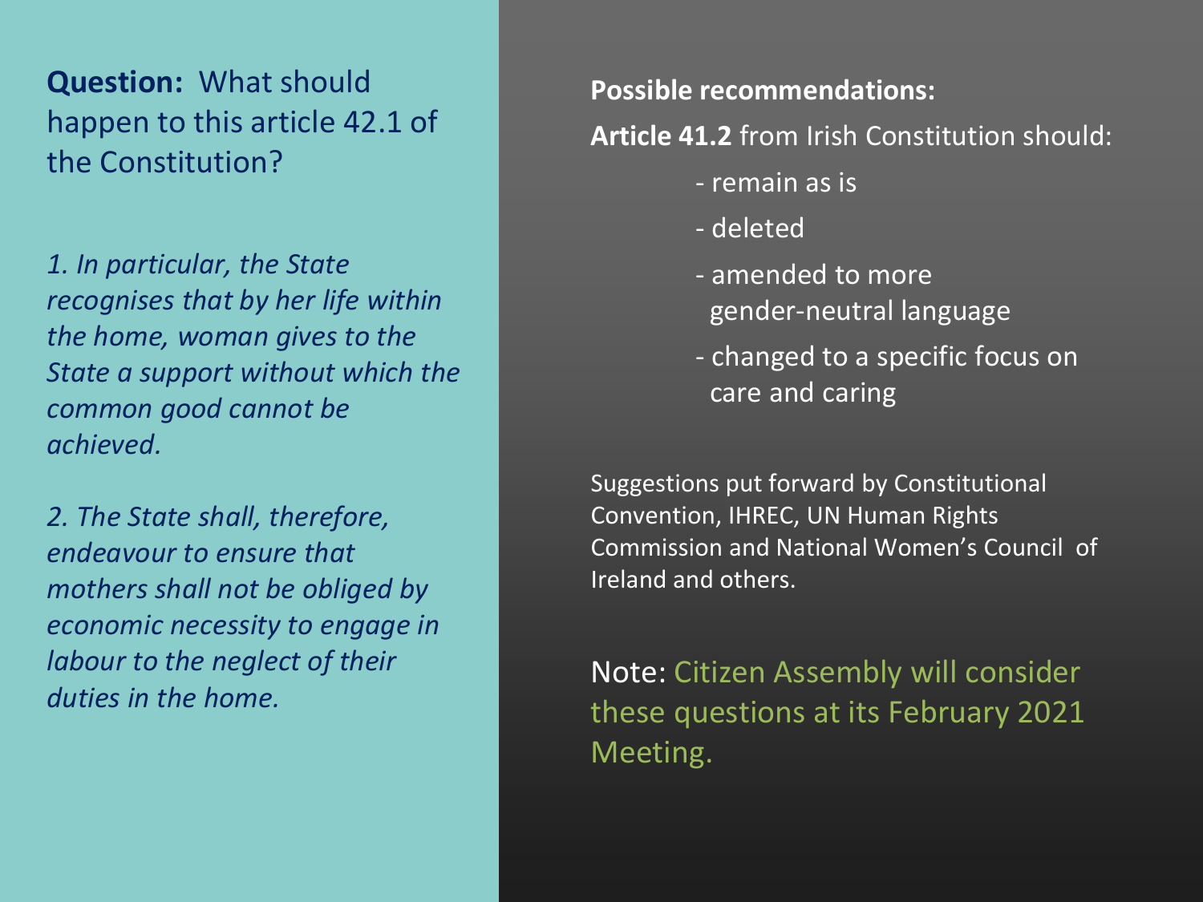**Question:** What should happen to this article 42.1 of the Constitution?

*1. In particular, the State recognises that by her life within the home, woman gives to the State a support without which the common good cannot be achieved.*

*2. The State shall, therefore, endeavour to ensure that mothers shall not be obliged by economic necessity to engage in labour to the neglect of their duties in the home.*

**Possible recommendations:**

**Article 41.2** from Irish Constitution should:

- remain as is
- deleted
- amended to more gender-neutral language
- changed to a specific focus on care and caring

Suggestions put forward by Constitutional Convention, IHREC, UN Human Rights Commission and National Women's Council of Ireland and others.

Note: Citizen Assembly will consider these questions at its February 2021 Meeting.